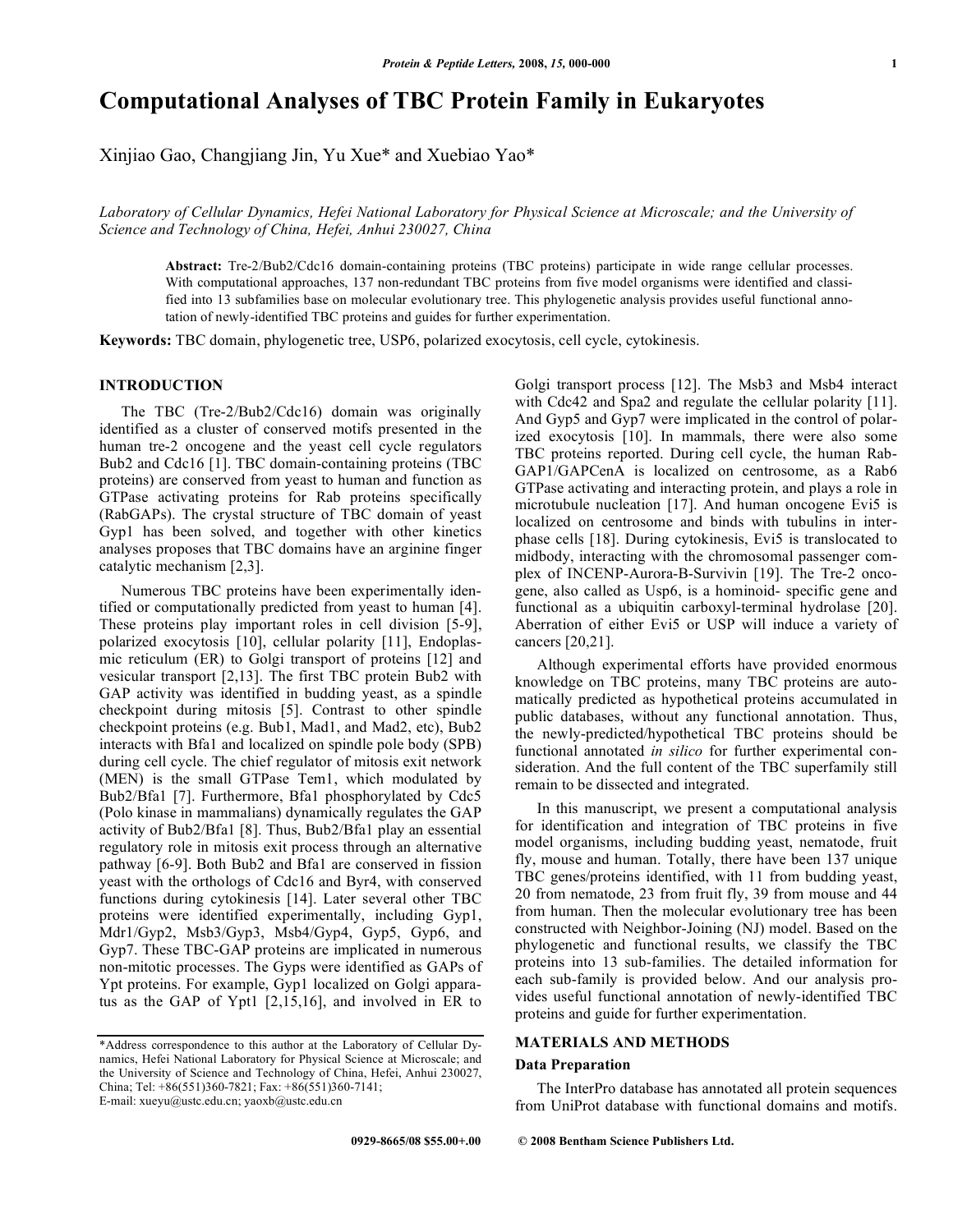# Computational Analyses of TBC Protein Family in Eukaryotes

Xinjiao Gao, Changjiang Jin, Yu Xue* and Xuebiao Yao*

*Laboratory of Cellular Dynamics, Hefei National Laboratory for Physical Science at Microscale; and the University of Science and Technology of China, Hefei, Anhui 230027, China*

**Abstract:** Tre-2/Bub2/Cdc16 domain-containing proteins (TBC proteins) participate in wide range cellular processes. With computational approaches, 137 non-redundant TBC proteins from five model organisms were identified and classified into 13 subfamilies base on molecular evolutionary tree. This phylogenetic analysis provides useful functional annotation of newly-identified TBC proteins and guides for further experimentation.

**Keywords:** TBC domain, phylogenetic tree, USP6, polarized exocytosis, cell cycle, cytokinesis.

## INTRODUCTION

The TBC (Tre-2/Bub2/Cdc16) domain was originally identified as a cluster of conserved motifs presented in the human tre-2 oncogene and the yeast cell cycle regulators Bub2 and Cdc16 [1]. TBC domain-containing proteins (TBC proteins) are conserved from yeast to human and function as GTPase activating proteins for Rab proteins specifically (RabGAPs). The crystal structure of TBC domain of yeast Gyp1 has been solved, and together with other kinetics analyses proposes that TBC domains have an arginine finger catalytic mechanism [2,3].

Numerous TBC proteins have been experimentally identified or computationally predicted from yeast to human [4]. These proteins play important roles in cell division [5-9], polarized exocytosis [10], cellular polarity [11], Endoplasmic reticulum (ER) to Golgi transport of proteins [12] and vesicular transport [2,13]. The first TBC protein Bub2 with GAP activity was identified in budding yeast, as a spindle checkpoint during mitosis [5]. Contrast to other spindle checkpoint proteins (e.g. Bub1, Mad1, and Mad2, etc), Bub2 interacts with Bfa1 and localized on spindle pole body (SPB) during cell cycle. The chief regulator of mitosis exit network (MEN) is the small GTPase Tem1, which modulated by Bub2/Bfa1 [7]. Furthermore, Bfa1 phosphorylated by Cdc5 (Polo kinase in mammalians) dynamically regulates the GAP activity of Bub2/Bfa1 [8]. Thus, Bub2/Bfa1 play an essential regulatory role in mitosis exit process through an alternative pathway [6-9]. Both Bub2 and Bfa1 are conserved in fission yeast with the orthologs of Cdc16 and Byr4, with conserved functions during cytokinesis [14]. Later several other TBC proteins were identified experimentally, including Gyp1, Mdr1/Gyp2, Msb3/Gyp3, Msb4/Gyp4, Gyp5, Gyp6, and Gyp7. These TBC-GAP proteins are implicated in numerous non-mitotic processes. The Gyps were identified as GAPs of Ypt proteins. For example, Gyp1 localized on Golgi apparatus as the GAP of Ypt1 [2,15,16], and involved in ER to Golgi transport process [12]. The Msb3 and Msb4 interact with Cdc42 and Spa2 and regulate the cellular polarity [11]. And Gyp5 and Gyp7 were implicated in the control of polarized exocytosis [10]. In mammals, there were also some TBC proteins reported. During cell cycle, the human Rab-GAP1/GAPCenA is localized on centrosome, as a Rab6 GTPase activating and interacting protein, and plays a role in microtubule nucleation [17]. And human oncogene Evi5 is localized on centrosome and binds with tubulins in interphase cells [18]. During cytokinesis, Evi5 is translocated to midbody, interacting with the chromosomal passenger complex of INCENP-Aurora-B-Survivin [19]. The Tre-2 oncogene, also called as Usp6, is a hominoid- specific gene and functional as a ubiquitin carboxyl-terminal hydrolase [20]. Aberration of either Evi5 or USP will induce a variety of cancers [20,21].

Although experimental efforts have provided enormous knowledge on TBC proteins, many TBC proteins are automatically predicted as hypothetical proteins accumulated in public databases, without any functional annotation. Thus, the newly-predicted/hypothetical TBC proteins should be functional annotated *in silico* for further experimental consideration. And the full content of the TBC superfamily still remain to be dissected and integrated.

In this manuscript, we present a computational analysis for identification and integration of TBC proteins in five model organisms, including budding yeast, nematode, fruit fly, mouse and human. Totally, there have been 137 unique TBC genes/proteins identified, with 11 from budding yeast, 20 from nematode, 23 from fruit fly, 39 from mouse and 44 from human. Then the molecular evolutionary tree has been constructed with Neighbor-Joining (NJ) model. Based on the phylogenetic and functional results, we classify the TBC proteins into 13 sub-families. The detailed information for each sub-family is provided below. And our analysis provides useful functional annotation of newly-identified TBC proteins and guide for further experimentation.

## MATERIALS AND METHODS

### Data Preparation

The InterPro database has annotated all protein sequences from UniProt database with functional domains and motifs.

*Address correspondence to this author at the Laboratory of Cellular Dynamics, Hefei National Laboratory for Physical Science at Microscale; and the University of Science and Technology of China, Hefei, Anhui 230027, China; Tel: +86(551)360-7821; Fax: +86(551)360-7141; E-mail: xueyu@ustc.edu.cn; yaoxb@ustc.edu.cn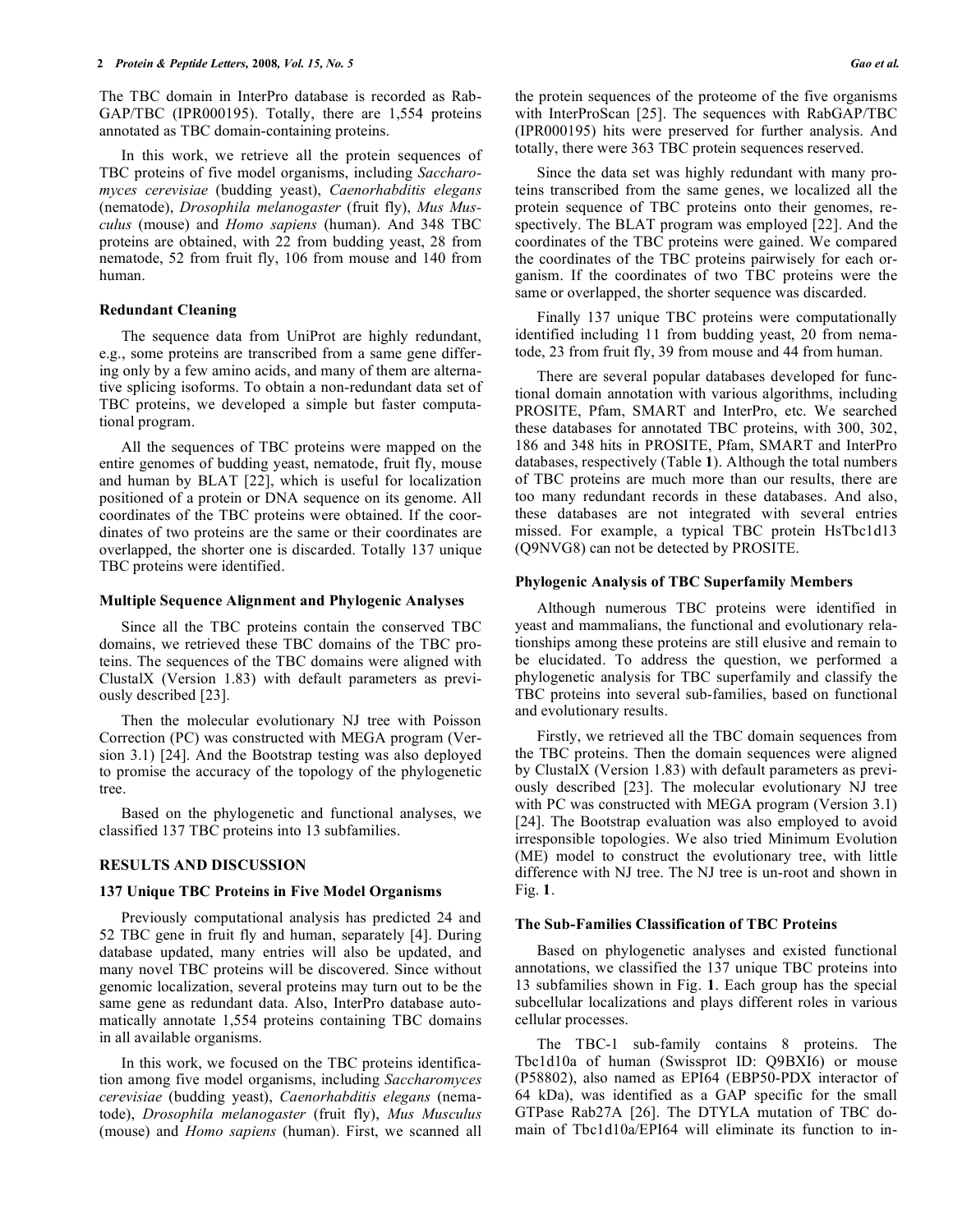The TBC domain in InterPro database is recorded as Rab-GAP/TBC (IPR000195). Totally, there are 1,554 proteins annotated as TBC domain-containing proteins.

In this work, we retrieve all the protein sequences of TBC proteins of five model organisms, including *Saccharomyces cerevisiae* (budding yeast), *Caenorhabditis elegans* (nematode), *Drosophila melanogaster* (fruit fly), *Mus Musculus* (mouse) and *Homo sapiens* (human). And 348 TBC proteins are obtained, with 22 from budding yeast, 28 from nematode, 52 from fruit fly, 106 from mouse and 140 from human.

### Redundant Cleaning

The sequence data from UniProt are highly redundant, e.g., some proteins are transcribed from a same gene differing only by a few amino acids, and many of them are alternative splicing isoforms. To obtain a non-redundant data set of TBC proteins, we developed a simple but faster computational program.

All the sequences of TBC proteins were mapped on the entire genomes of budding yeast, nematode, fruit fly, mouse and human by BLAT [22], which is useful for localization positioned of a protein or DNA sequence on its genome. All coordinates of the TBC proteins were obtained. If the coordinates of two proteins are the same or their coordinates are overlapped, the shorter one is discarded. Totally 137 unique TBC proteins were identified.

### Multiple Sequence Alignment and Phylogenic Analyses

Since all the TBC proteins contain the conserved TBC domains, we retrieved these TBC domains of the TBC proteins. The sequences of the TBC domains were aligned with ClustalX (Version 1.83) with default parameters as previously described [23].

Then the molecular evolutionary NJ tree with Poisson Correction (PC) was constructed with MEGA program (Version 3.1) [24]. And the Bootstrap testing was also deployed to promise the accuracy of the topology of the phylogenetic tree.

Based on the phylogenetic and functional analyses, we classified 137 TBC proteins into 13 subfamilies.

## RESULTS AND DISCUSSION

### 137 Unique TBC Proteins in Five Model Organisms

Previously computational analysis has predicted 24 and 52 TBC gene in fruit fly and human, separately [4]. During database updated, many entries will also be updated, and many novel TBC proteins will be discovered. Since without genomic localization, several proteins may turn out to be the same gene as redundant data. Also, InterPro database automatically annotate 1,554 proteins containing TBC domains in all available organisms.

In this work, we focused on the TBC proteins identification among five model organisms, including *Saccharomyces cerevisiae* (budding yeast), *Caenorhabditis elegans* (nematode), *Drosophila melanogaster* (fruit fly), *Mus Musculus* (mouse) and *Homo sapiens* (human). First, we scanned all the protein sequences of the proteome of the five organisms with InterProScan [25]. The sequences with RabGAP/TBC (IPR000195) hits were preserved for further analysis. And totally, there were 363 TBC protein sequences reserved.

Since the data set was highly redundant with many proteins transcribed from the same genes, we localized all the protein sequence of TBC proteins onto their genomes, respectively. The BLAT program was employed [22]. And the coordinates of the TBC proteins were gained. We compared the coordinates of the TBC proteins pairwisely for each organism. If the coordinates of two TBC proteins were the same or overlapped, the shorter sequence was discarded.

Finally 137 unique TBC proteins were computationally identified including 11 from budding yeast, 20 from nematode, 23 from fruit fly, 39 from mouse and 44 from human.

There are several popular databases developed for functional domain annotation with various algorithms, including PROSITE, Pfam, SMART and InterPro, etc. We searched these databases for annotated TBC proteins, with 300, 302, 186 and 348 hits in PROSITE, Pfam, SMART and InterPro databases, respectively (Table **1**). Although the total numbers of TBC proteins are much more than our results, there are too many redundant records in these databases. And also, these databases are not integrated with several entries missed. For example, a typical TBC protein HsTbc1d13 (Q9NVG8) can not be detected by PROSITE.

### Phylogenic Analysis of TBC Superfamily Members

Although numerous TBC proteins were identified in yeast and mammalians, the functional and evolutionary relationships among these proteins are still elusive and remain to be elucidated. To address the question, we performed a phylogenetic analysis for TBC superfamily and classify the TBC proteins into several sub-families, based on functional and evolutionary results.

Firstly, we retrieved all the TBC domain sequences from the TBC proteins. Then the domain sequences were aligned by ClustalX (Version 1.83) with default parameters as previously described [23]. The molecular evolutionary NJ tree with PC was constructed with MEGA program (Version 3.1) [24]. The Bootstrap evaluation was also employed to avoid irresponsible topologies. We also tried Minimum Evolution (ME) model to construct the evolutionary tree, with little difference with NJ tree. The NJ tree is un-root and shown in Fig. **1**.

### The Sub-Families Classification of TBC Proteins

Based on phylogenetic analyses and existed functional annotations, we classified the 137 unique TBC proteins into 13 subfamilies shown in Fig. **1**. Each group has the special subcellular localizations and plays different roles in various cellular processes.

The TBC-1 sub-family contains 8 proteins. The Tbc1d10a of human (Swissprot ID: Q9BXI6) or mouse (P58802), also named as EPI64 (EBP50-PDX interactor of 64 kDa), was identified as a GAP specific for the small GTPase Rab27A [26]. The DTYLA mutation of TBC domain of Tbc1d10a/EPI64 will eliminate its function to in-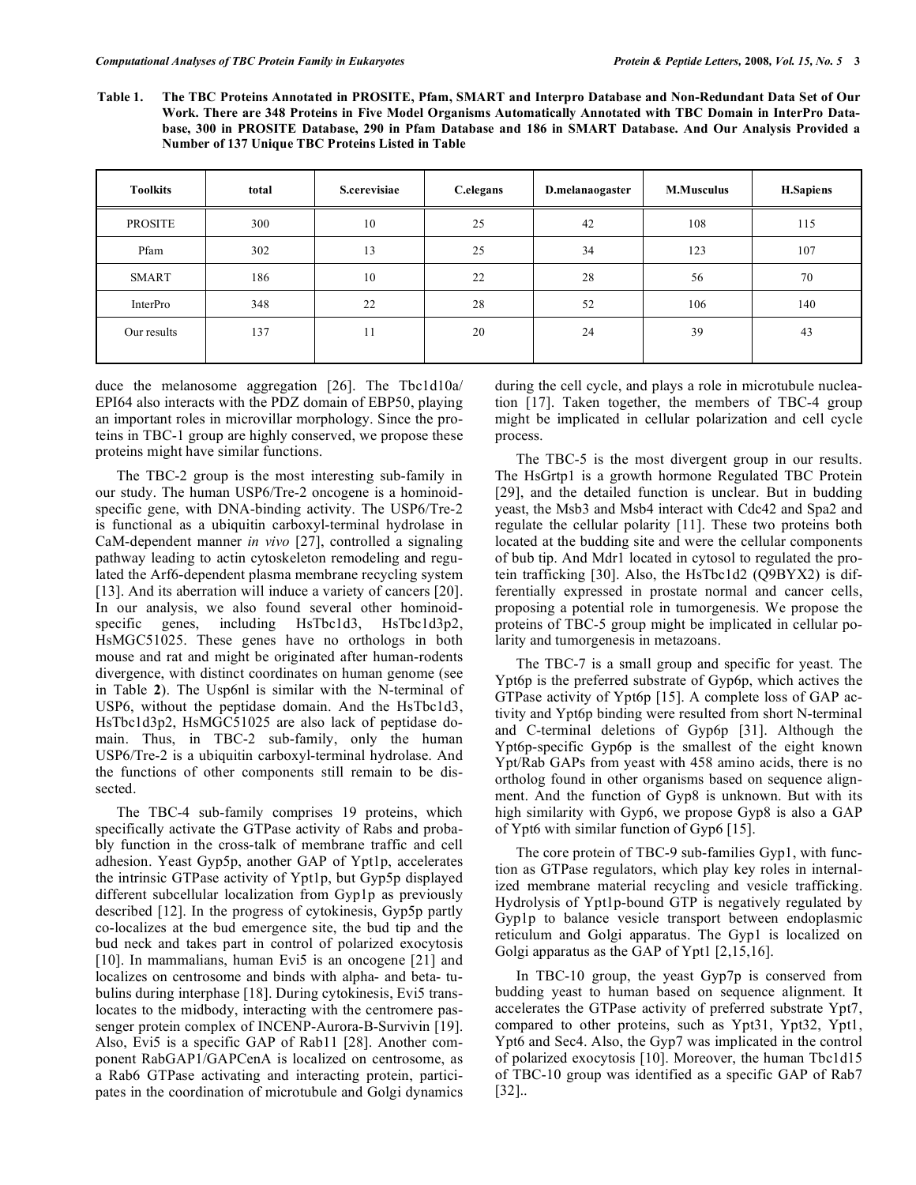**Table 1. The TBC Proteins Annotated in PROSITE, Pfam, SMART and Interpro Database and Non-Redundant Data Set of Our Work. There are 348 Proteins in Five Model Organisms Automatically Annotated with TBC Domain in InterPro Database, 300 in PROSITE Database, 290 in Pfam Database and 186 in SMART Database. And Our Analysis Provided a Number of 137 Unique TBC Proteins Listed in Table**

| Toolkits | total | S.cerevisiae | C.elegans | D.melanaogaster | M.Musculus | H.Sapiens |
|---|---|---|---|---|---|---|
| PROSITE | 300 | 10 | 25 | 42 | 108 | 115 |
| Pfam | 302 | 13 | 25 | 34 | 123 | 107 |
| SMART | 186 | 10 | 22 | 28 | 56 | 70 |
| InterPro | 348 | 22 | 28 | 52 | 106 | 140 |
| Our results | 137 | 11 | 20 | 24 | 39 | 43 |

duce the melanosome aggregation [26]. The Tbc1d10a/ EPI64 also interacts with the PDZ domain of EBP50, playing an important roles in microvillar morphology. Since the proteins in TBC-1 group are highly conserved, we propose these proteins might have similar functions.

The TBC-2 group is the most interesting sub-family in our study. The human USP6/Tre-2 oncogene is a hominoid-specific gene, with DNA-binding activity. The USP6/Tre-2 is functional as a ubiquitin carboxyl-terminal hydrolase in CaM-dependent manner *in vivo* [27], controlled a signaling pathway leading to actin cytoskeleton remodeling and regulated the Arf6-dependent plasma membrane recycling system [13]. And its aberration will induce a variety of cancers [20]. In our analysis, we also found several other hominoid-specific genes, including HsTbc1d3, HsTbc1d3p2, HsMGC51025. These genes have no orthologs in both mouse and rat and might be originated after human-rodents divergence, with distinct coordinates on human genome (see in Table **2**). The Usp6nl is similar with the N-terminal of USP6, without the peptidase domain. And the HsTbc1d3, HsTbc1d3p2, HsMGC51025 are also lack of peptidase domain. Thus, in TBC-2 sub-family, only the human USP6/Tre-2 is a ubiquitin carboxyl-terminal hydrolase. And the functions of other components still remain to be dissected.

The TBC-4 sub-family comprises 19 proteins, which specifically activate the GTPase activity of Rabs and probably function in the cross-talk of membrane traffic and cell adhesion. Yeast Gyp5p, another GAP of Ypt1p, accelerates the intrinsic GTPase activity of Ypt1p, but Gyp5p displayed different subcellular localization from Gyp1p as previously described [12]. In the progress of cytokinesis, Gyp5p partly co-localizes at the bud emergence site, the bud tip and the bud neck and takes part in control of polarized exocytosis [10]. In mammalians, human Evi5 is an oncogene [21] and localizes on centrosome and binds with alpha- and beta- tubulins during interphase [18]. During cytokinesis, Evi5 translocates to the midbody, interacting with the centromere passenger protein complex of INCENP-Aurora-B-Survivin [19]. Also, Evi5 is a specific GAP of Rab11 [28]. Another component RabGAP1/GAPCenA is localized on centrosome, as a Rab6 GTPase activating and interacting protein, participates in the coordination of microtubule and Golgi dynamics during the cell cycle, and plays a role in microtubule nucleation [17]. Taken together, the members of TBC-4 group might be implicated in cellular polarization and cell cycle process.

The TBC-5 is the most divergent group in our results. The HsGrtp1 is a growth hormone Regulated TBC Protein [29], and the detailed function is unclear. But in budding yeast, the Msb3 and Msb4 interact with Cdc42 and Spa2 and regulate the cellular polarity [11]. These two proteins both located at the budding site and were the cellular components of bub tip. And Mdr1 located in cytosol to regulated the protein trafficking [30]. Also, the HsTbc1d2 (Q9BYX2) is differentially expressed in prostate normal and cancer cells, proposing a potential role in tumorgenesis. We propose the proteins of TBC-5 group might be implicated in cellular polarity and tumorgenesis in metazoans.

The TBC-7 is a small group and specific for yeast. The Ypt6p is the preferred substrate of Gyp6p, which actives the GTPase activity of Ypt6p [15]. A complete loss of GAP activity and Ypt6p binding were resulted from short N-terminal and C-terminal deletions of Gyp6p [31]. Although the Ypt6p-specific Gyp6p is the smallest of the eight known Ypt/Rab GAPs from yeast with 458 amino acids, there is no ortholog found in other organisms based on sequence alignment. And the function of Gyp8 is unknown. But with its high similarity with Gyp6, we propose Gyp8 is also a GAP of Ypt6 with similar function of Gyp6 [15].

The core protein of TBC-9 sub-families Gyp1, with function as GTPase regulators, which play key roles in internalized membrane material recycling and vesicle trafficking. Hydrolysis of Ypt1p-bound GTP is negatively regulated by Gyp1p to balance vesicle transport between endoplasmic reticulum and Golgi apparatus. The Gyp1 is localized on Golgi apparatus as the GAP of Ypt1 [2,15,16].

In TBC-10 group, the yeast Gyp7p is conserved from budding yeast to human based on sequence alignment. It accelerates the GTPase activity of preferred substrate Ypt7, compared to other proteins, such as Ypt31, Ypt32, Ypt1, Ypt6 and Sec4. Also, the Gyp7 was implicated in the control of polarized exocytosis [10]. Moreover, the human Tbc1d15 of TBC-10 group was identified as a specific GAP of Rab7 [32]..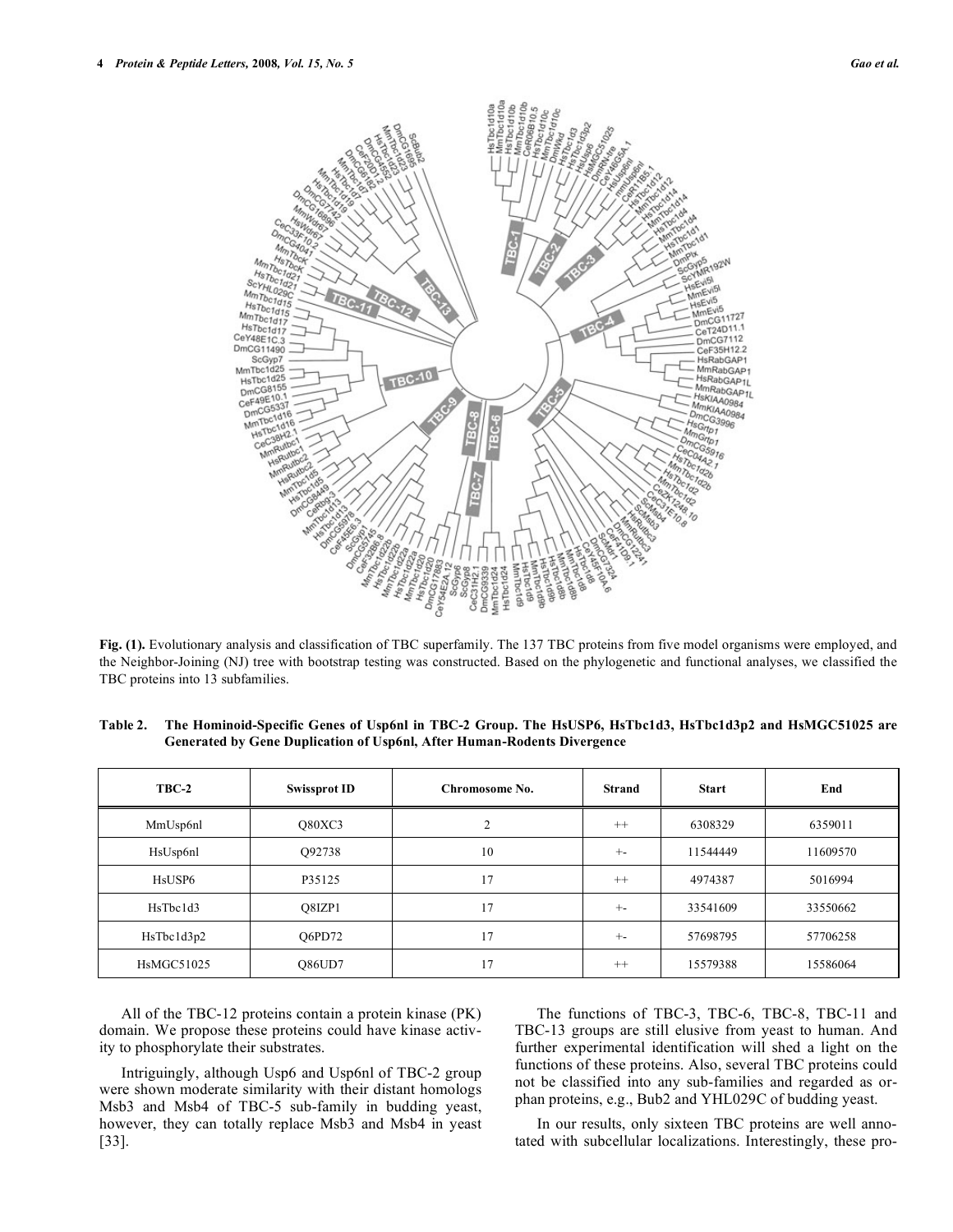**Fig. (1).** Evolutionary analysis and classification of TBC superfamily. The 137 TBC proteins from five model organisms were employed, and the Neighbor-Joining (NJ) tree with bootstrap testing was constructed. Based on the phylogenetic and functional analyses, we classified the TBC proteins into 13 subfamilies.

**Table 2. The Hominoid-Specific Genes of Usp6nl in TBC-2 Group. The HsUSP6, HsTbc1d3, HsTbc1d3p2 and HsMGC51025 are Generated by Gene Duplication of Usp6nl, After Human-Rodents Divergence**

| TBC-2 | Swissprot ID | Chromosome No. | Strand | Start | End |
|---|---|---|---|---|---|
| MmUsp6nl | Q80XC3 | 2 | ++ | 6308329 | 6359011 |
| HsUsp6nl | Q92738 | 10 | +- | 11544449 | 11609570 |
| HsUSP6 | P35125 | 17 | ++ | 4974387 | 5016994 |
| HsTbc1d3 | Q8IZP1 | 17 | +- | 33541609 | 33550662 |
| HsTbc1d3p2 | Q6PD72 | 17 | +- | 57698795 | 57706258 |
| HsMGC51025 | Q86UD7 | 17 | ++ | 15579388 | 15586064 |

All of the TBC-12 proteins contain a protein kinase (PK) domain. We propose these proteins could have kinase activity to phosphorylate their substrates.

Intriguingly, although Usp6 and Usp6nl of TBC-2 group were shown moderate similarity with their distant homologs Msb3 and Msb4 of TBC-5 sub-family in budding yeast, however, they can totally replace Msb3 and Msb4 in yeast [33].

The functions of TBC-3, TBC-6, TBC-8, TBC-11 and TBC-13 groups are still elusive from yeast to human. And further experimental identification will shed a light on the functions of these proteins. Also, several TBC proteins could not be classified into any sub-families and regarded as orphan proteins, e.g., Bub2 and YHL029C of budding yeast.

In our results, only sixteen TBC proteins are well annotated with subcellular localizations. Interestingly, these pro-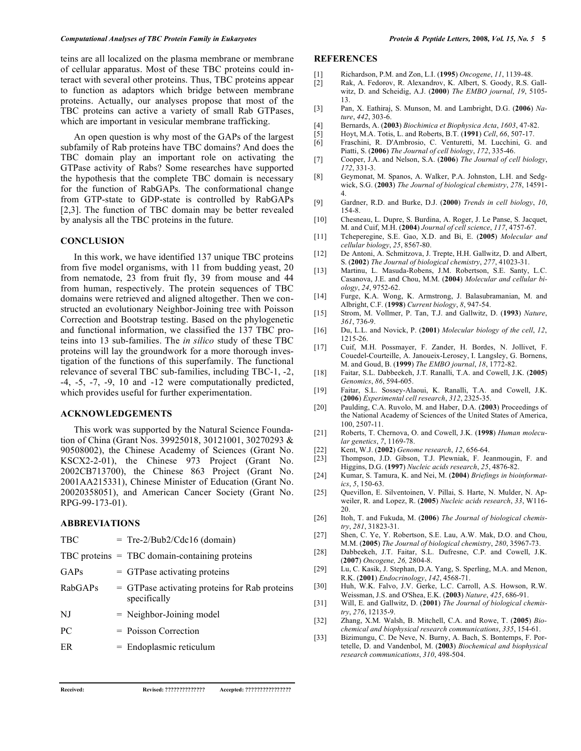teins are all localized on the plasma membrane or membrane of cellular apparatus. Most of these TBC proteins could interact with several other proteins. Thus, TBC proteins appear to function as adaptors which bridge between membrane proteins. Actually, our analyses propose that most of the TBC proteins can active a variety of small Rab GTPases, which are important in vesicular membrane trafficking.

An open question is why most of the GAPs of the largest subfamily of Rab proteins have TBC domains? And does the TBC domain play an important role on activating the GTPase activity of Rabs? Some researches have supported the hypothesis that the complete TBC domain is necessary for the function of RabGAPs. The conformational change from GTP-state to GDP-state is controlled by RabGAPs [2,3]. The function of TBC domain may be better revealed by analysis all the TBC proteins in the future.

## CONCLUSION

In this work, we have identified 137 unique TBC proteins from five model organisms, with 11 from budding yeast, 20 from nematode, 23 from fruit fly, 39 from mouse and 44 from human, respectively. The protein sequences of TBC domains were retrieved and aligned altogether. Then we constructed an evolutionary Neighbor-Joining tree with Poisson Correction and Bootstrap testing. Based on the phylogenetic and functional information, we classified the 137 TBC proteins into 13 sub-families. The *in silico* study of these TBC proteins will lay the groundwork for a more thorough investigation of the functions of this superfamily. The functional relevance of several TBC sub-families, including TBC-1, -2, -4, -5, -7, -9, 10 and -12 were computationally predicted, which provides useful for further experimentation.

## ACKNOWLEDGEMENTS

This work was supported by the Natural Science Foundation of China (Grant Nos. 39925018, 30121001, 30270293 & 90508002), the Chinese Academy of Sciences (Grant No. KSCX2-2-01), the Chinese 973 Project (Grant No. 2002CB713700), the Chinese 863 Project (Grant No. 2001AA215331), Chinese Minister of Education (Grant No. 20020358051), and American Cancer Society (Grant No. RPG-99-173-01).

## ABBREVIATIONS

| | |
|---|---|
| TBC | = Tre-2/Bub2/Cdc16 (domain) |
| TBC proteins | = TBC domain-containing proteins |
| GAPs | = GTPase activating proteins |
| RabGAPs | = GTPase activating proteins for Rab proteins specifically |
| NJ | = Neighbor-Joining model |
| PC | = Poisson Correction |
| ER | = Endoplasmic reticulum |

## REFERENCES

[1] Richardson, P.M. and Zon, L.I. (**1995**) *Oncogene*, *11*, 1139-48.

[2] Rak, A. Fedorov, R. Alexandrov, K. Albert, S. Goody, R.S. Gallwitz, D. and Scheidig, A.J. (**2000**) *The EMBO journal*, *19*, 5105-13.

[3] Pan, X. Eathiraj, S. Munson, M. and Lambright, D.G. (**2006**) *Nature*, *442*, 303-6.

[4] Bernards, A. (**2003**) *Biochimica et Biophysica Acta*, *1603*, 47-82.

[5] Hoyt, M.A. Totis, L. and Roberts, B.T. (**1991**) *Cell*, *66*, 507-17.

[6] Fraschini, R. D'Ambrosio, C. Venturetti, M. Lucchini, G. and Piatti, S. (**2006**) *The Journal of cell biology*, *172*, 335-46.

[7] Cooper, J.A. and Nelson, S.A. (**2006**) *The Journal of cell biology*, *172*, 331-3.

[8] Geymonat, M. Spanos, A. Walker, P.A. Johnston, L.H. and Sedgwick, S.G. (**2003**) *The Journal of biological chemistry*, *278*, 14591-4.

[9] Gardner, R.D. and Burke, D.J. (**2000**) *Trends in cell biology*, *10*, 154-8.

[10] Chesneau, L. Dupre, S. Burdina, A. Roger, J. Le Panse, S. Jacquet, M. and Cuif, M.H. (**2004**) *Journal of cell science*, *117*, 4757-67.

[11] Tcheperegine, S.E. Gao, X.D. and Bi, E. (**2005**) *Molecular and cellular biology*, *25*, 8567-80.

[12] De Antoni, A. Schmitzova, J. Trepte, H.H. Gallwitz, D. and Albert, S. (**2002**) *The Journal of biological chemistry*, *277*, 41023-31.

[13] Martinu, L. Masuda-Robens, J.M. Robertson, S.E. Santy, L.C. Casanova, J.E. and Chou, M.M. (**2004**) *Molecular and cellular biology*, *24*, 9752-62.

[14] Furge, K.A. Wong, K. Armstrong, J. Balasubramanian, M. and Albright, C.F. (**1998**) *Current biology*, *8*, 947-54.

[15] Strom, M. Vollmer, P. Tan, T.J. and Gallwitz, D. (**1993**) *Nature*, *361*, 736-9.

[16] Du, L.L. and Novick, P. (**2001**) *Molecular biology of the cell*, *12*, 1215-26.

[17] Cuif, M.H. Possmayer, F. Zander, H. Bordes, N. Jollivet, F. Couedel-Courteille, A. Janoueix-Lerosey, I. Langsley, G. Bornens, M. and Goud, B. (**1999**) *The EMBO journal*, *18*, 1772-82.

[18] Faitar, S.L. Dabbeekeh, J.T. Ranalli, T.A. and Cowell, J.K. (**2005**) *Genomics*, *86*, 594-605.

[19] Faitar, S.L. Sossey-Alaoui, K. Ranalli, T.A. and Cowell, J.K. (**2006**) *Experimental cell research*, *312*, 2325-35.

[20] Paulding, C.A. Ruvolo, M. and Haber, D.A. (**2003**) Proceedings of the National Academy of Sciences of the United States of America, 100, 2507-11.

[21] Roberts, T. Chernova, O. and Cowell, J.K. (**1998**) *Human molecular genetics*, *7*, 1169-78.

[22] Kent, W.J. (**2002**) *Genome research*, *12*, 656-64.

[23] Thompson, J.D. Gibson, T.J. Plewniak, F. Jeanmougin, F. and Higgins, D.G. (**1997**) *Nucleic acids research*, *25*, 4876-82.

[24] Kumar, S. Tamura, K. and Nei, M. (**2004**) *Briefings in bioinformatics*, *5*, 150-63.

[25] Quevillon, E. Silventoinen, V. Pillai, S. Harte, N. Mulder, N. Apweiler, R. and Lopez, R. (**2005**) *Nucleic acids research*, *33*, W116-20.

[26] Itoh, T. and Fukuda, M. (**2006**) *The Journal of biological chemistry*, *281*, 31823-31.

[27] Shen, C. Ye, Y. Robertson, S.E. Lau, A.W. Mak, D.O. and Chou, M.M. (**2005**) *The Journal of biological chemistry*, *280*, 35967-73.

[28] Dabbeekeh, J.T. Faitar, S.L. Dufresne, C.P. and Cowell, J.K. (**2007**) *Oncogene, 26,* 2804-8.

[29] Lu, C. Kasik, J. Stephan, D.A. Yang, S. Sperling, M.A. and Menon, R.K. (**2001**) *Endocrinology*, *142*, 4568-71.

[30] Huh, W.K. Falvo, J.V. Gerke, L.C. Carroll, A.S. Howson, R.W. Weissman, J.S. and O'Shea, E.K. (**2003**) *Nature*, *425*, 686-91.

[31] Will, E. and Gallwitz, D. (**2001**) *The Journal of biological chemistry*, *276*, 12135-9.

[32] Zhang, X.M. Walsh, B. Mitchell, C.A. and Rowe, T. (**2005**) *Biochemical and biophysical research communications*, *335*, 154-61.

[33] Bizimungu, C. De Neve, N. Burny, A. Bach, S. Bontemps, F. Portetelle, D. and Vandenbol, M. (**2003**) *Biochemical and biophysical research communications*, *310*, 498-504.

**Received:** **Revised: ??????????????** **Accepted: ????????????????**